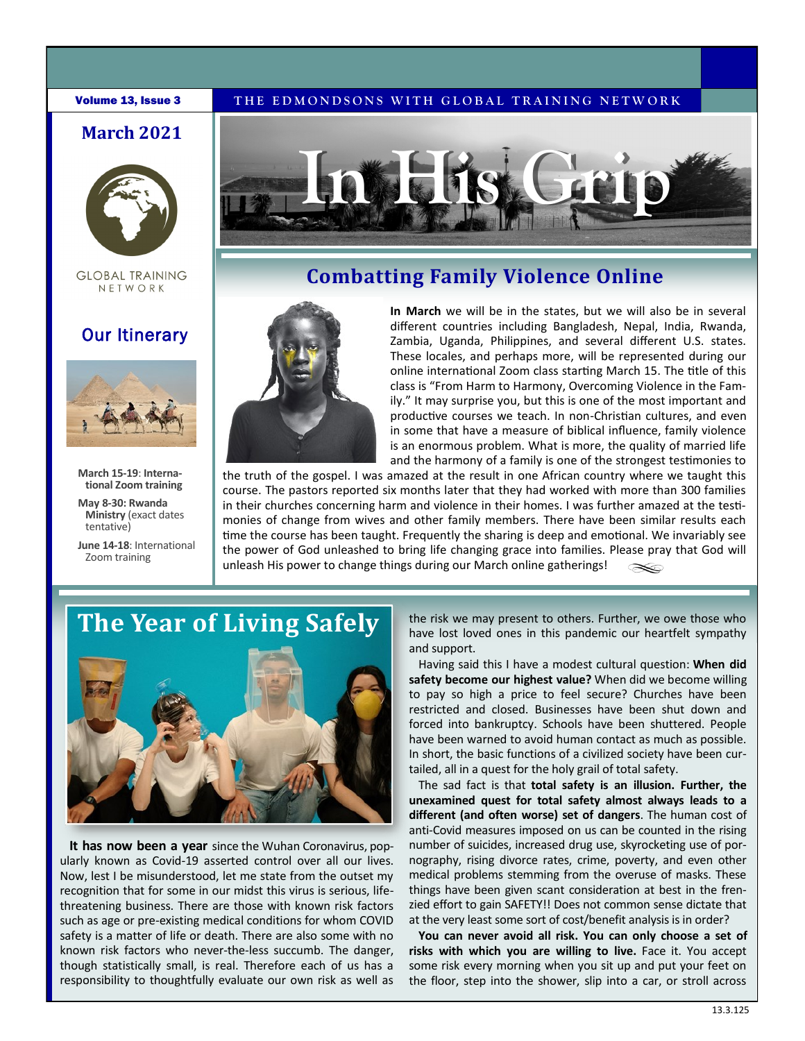Volume 13, Issue 3

THE EDMONDSONS WITH GLOBAL TRAINING NETWORK

March 2021

# In His Grip

GLOBAL TRAINING NETWORK

## Our Itinerary

**March 15-19**: **International Zoom training**

**May 8-30: Rwanda Ministry** (exact dates tentative)

**June 14-18**: International Zoom training

## Combatting Family Violence Online

**In March** we will be in the states, but we will also be in several different countries including Bangladesh, Nepal, India, Rwanda, Zambia, Uganda, Philippines, and several different U.S. states. These locales, and perhaps more, will be represented during our online international Zoom class starting March 15. The title of this class is "From Harm to Harmony, Overcoming Violence in the Family." It may surprise you, but this is one of the most important and productive courses we teach. In non-Christian cultures, and even in some that have a measure of biblical influence, family violence is an enormous problem. What is more, the quality of married life and the harmony of a family is one of the strongest testimonies to the truth of the gospel. I was amazed at the result in one African country where we taught this course. The pastors reported six months later that they had worked with more than 300 families in their churches concerning harm and violence in their homes. I was further amazed at the testimonies of change from wives and other family members. There have been similar results each time the course has been taught. Frequently the sharing is deep and emotional. We invariably see the power of God unleashed to bring life changing grace into families. Please pray that God will unleash His power to change things during our March online gatherings!

## The Year of Living Safely

**It has now been a year** since the Wuhan Coronavirus, popularly known as Covid-19 asserted control over all our lives. Now, lest I be misunderstood, let me state from the outset my recognition that for some in our midst this virus is serious, life-threatening business. There are those with known risk factors such as age or pre-existing medical conditions for whom COVID safety is a matter of life or death. There are also some with no known risk factors who never-the-less succumb. The danger, though statistically small, is real. Therefore each of us has a responsibility to thoughtfully evaluate our own risk as well as the risk we may present to others. Further, we owe those who have lost loved ones in this pandemic our heartfelt sympathy and support.

Having said this I have a modest cultural question: **When did safety become our highest value?** When did we become willing to pay so high a price to feel secure? Churches have been restricted and closed. Businesses have been shut down and forced into bankruptcy. Schools have been shuttered. People have been warned to avoid human contact as much as possible. In short, the basic functions of a civilized society have been curtailed, all in a quest for the holy grail of total safety.

The sad fact is that **total safety is an illusion. Further, the unexamined quest for total safety almost always leads to a different (and often worse) set of dangers**. The human cost of anti-Covid measures imposed on us can be counted in the rising number of suicides, increased drug use, skyrocketing use of pornography, rising divorce rates, crime, poverty, and even other medical problems stemming from the overuse of masks. These things have been given scant consideration at best in the frenzied effort to gain SAFETY!! Does not common sense dictate that at the very least some sort of cost/benefit analysis is in order?

**You can never avoid all risk. You can only choose a set of risks with which you are willing to live.** Face it. You accept some risk every morning when you sit up and put your feet on the floor, step into the shower, slip into a car, or stroll across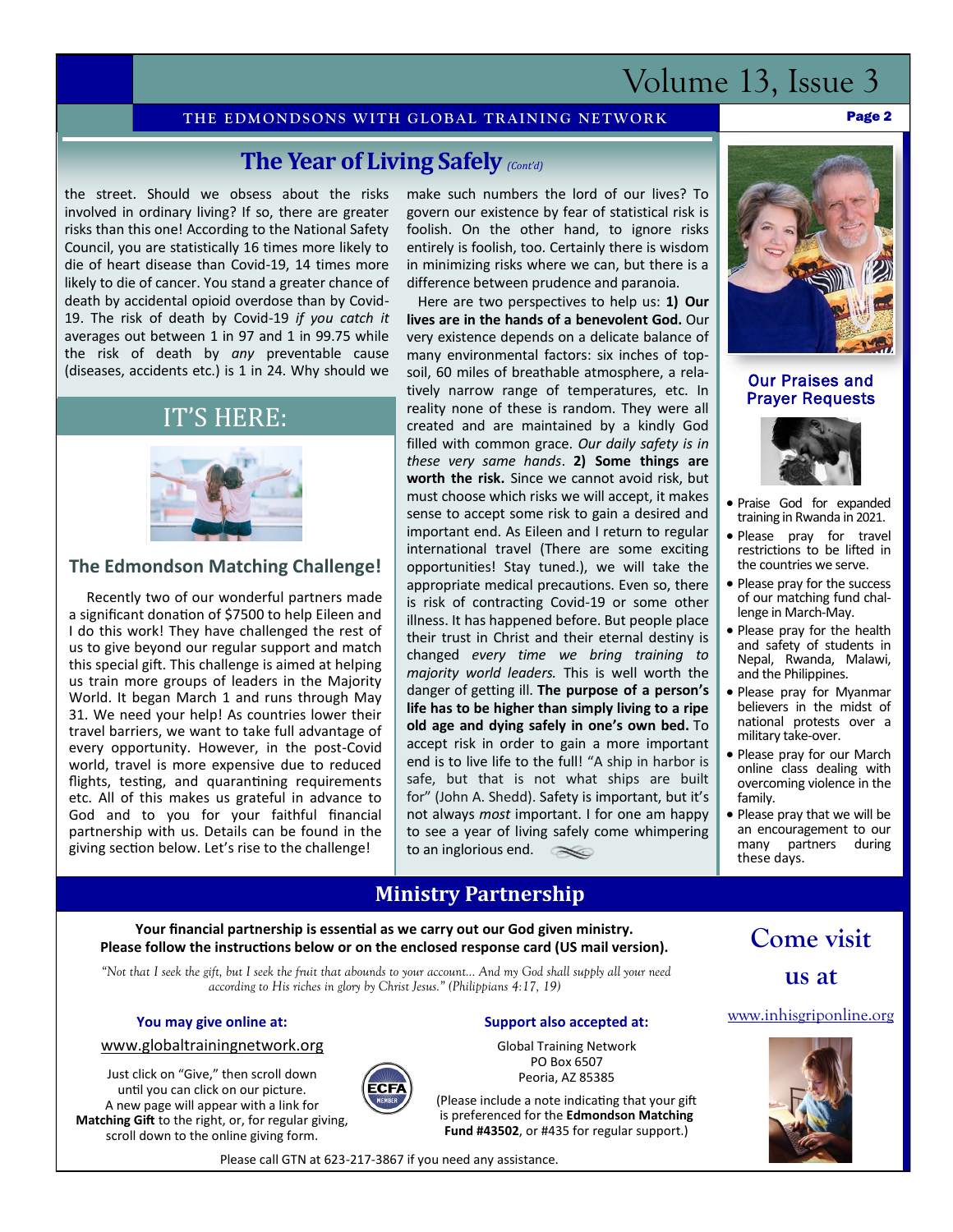## The Year of Living Safely *(Cont'd)*

the street. Should we obsess about the risks involved in ordinary living? If so, there are greater risks than this one! According to the National Safety Council, you are statistically 16 times more likely to die of heart disease than Covid-19, 14 times more likely to die of cancer. You stand a greater chance of death by accidental opioid overdose than by Covid-19. The risk of death by Covid-19 *if you catch it* averages out between 1 in 97 and 1 in 99.75 while the risk of death by *any* preventable cause (diseases, accidents etc.) is 1 in 24. Why should we make such numbers the lord of our lives? To govern our existence by fear of statistical risk is foolish. On the other hand, to ignore risks entirely is foolish, too. Certainly there is wisdom in minimizing risks where we can, but there is a difference between prudence and paranoia.

Here are two perspectives to help us: **1) Our lives are in the hands of a benevolent God.** Our very existence depends on a delicate balance of many environmental factors: six inches of topsoil, 60 miles of breathable atmosphere, a relatively narrow range of temperatures, etc. In reality none of these is random. They were all created and are maintained by a kindly God filled with common grace. *Our daily safety is in these very same hands*. **2) Some things are worth the risk.** Since we cannot avoid risk, but must choose which risks we will accept, it makes sense to accept some risk to gain a desired and important end. As Eileen and I return to regular international travel (There are some exciting opportunities! Stay tuned.), we will take the appropriate medical precautions. Even so, there is risk of contracting Covid-19 or some other illness. It has happened before. But people place their trust in Christ and their eternal destiny is changed *every time we bring training to majority world leaders.* This is well worth the danger of getting ill. **The purpose of a person's life has to be higher than simply living to a ripe old age and dying safely in one's own bed.** To accept risk in order to gain a more important end is to live life to the full! "A ship in harbor is safe, but that is not what ships are built for" (John A. Shedd). Safety is important, but it's not always *most* important. I for one am happy to see a year of living safely come whimpering to an inglorious end.

## IT'S HERE:

### The Edmondson Matching Challenge!

Recently two of our wonderful partners made a significant donation of $7500 to help Eileen and I do this work! They have challenged the rest of us to give beyond our regular support and match this special gift. This challenge is aimed at helping us train more groups of leaders in the Majority World. It began March 1 and runs through May 31. We need your help! As countries lower their travel barriers, we want to take full advantage of every opportunity. However, in the post-Covid world, travel is more expensive due to reduced flights, testing, and quarantining requirements etc. All of this makes us grateful in advance to God and to you for your faithful financial partnership with us. Details can be found in the giving section below. Let's rise to the challenge!

### Our Praises and Prayer Requests

- Praise God for expanded training in Rwanda in 2021.
- Please pray for travel restrictions to be lifted in the countries we serve.
- Please pray for the success of our matching fund challenge in March-May.
- Please pray for the health and safety of students in Nepal, Rwanda, Malawi, and the Philippines.
- Please pray for Myanmar believers in the midst of national protests over a military take-over.
- Please pray for our March online class dealing with overcoming violence in the family.
- Please pray that we will be an encouragement to our many partners during these days.

## Ministry Partnership

**Your financial partnership is essential as we carry out our God given ministry. Please follow the instructions below or on the enclosed response card (US mail version).**

*"Not that I seek the gift, but I seek the fruit that abounds to your account... And my God shall supply all your need according to His riches in glory by Christ Jesus." (Philippians 4:17, 19)*

**You may give online at:**

www.globaltrainingnetwork.org

Just click on "Give," then scroll down until you can click on our picture. A new page will appear with a link for **Matching Gift** to the right, or, for regular giving, scroll down to the online giving form.

ECFA MEMBER

**Support also accepted at:**

Global Training Network
PO Box 6507
Peoria, AZ 85385

(Please include a note indicating that your gift is preferenced for the **Edmondson Matching Fund #43502**, or #435 for regular support.)

Please call GTN at 623-217-3867 if you need any assistance.

## Come visit us at

www.inhisgriponline.org